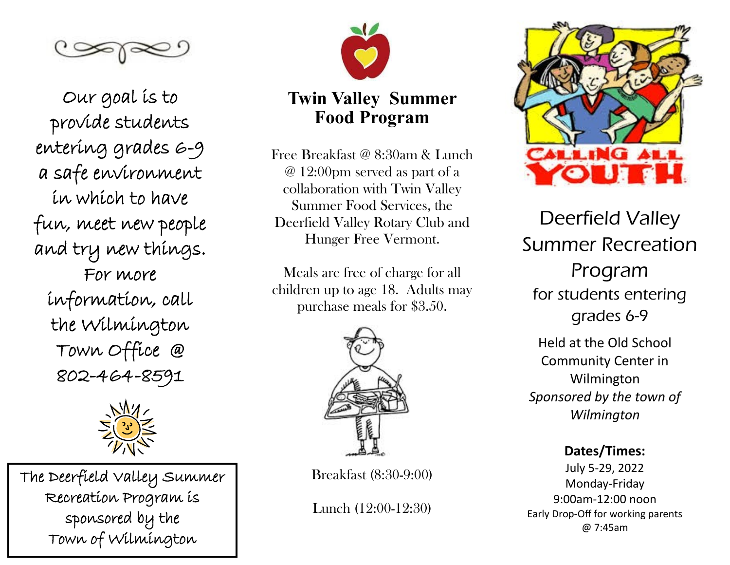Our goal is to provide students entering grades 6-9 a safe environment in which to have fun, meet new people and try new things. For more information, call the Wilmington Town Office @ 802-464-8591

The Deerfield Valley Summer Recreation Program is sponsored by the Town of Wilmington

## Twin Valley Summer Food Program

Free Breakfast @ 8:30am & Lunch @ 12:00pm served as part of a collaboration with Twin Valley Summer Food Services, the Deerfield Valley Rotary Club and Hunger Free Vermont.

Meals are free of charge for all children up to age 18. Adults may purchase meals for $3.50.

Breakfast (8:30-9:00)

Lunch (12:00-12:30)

CALLING ALL YOUTH

# Deerfield Valley Summer Recreation Program

for students entering grades 6-9

Held at the Old School Community Center in Wilmington

*Sponsored by the town of Wilmington*

**Dates/Times:**

July 5-29, 2022

Monday-Friday

9:00am-12:00 noon

Early Drop-Off for working parents @ 7:45am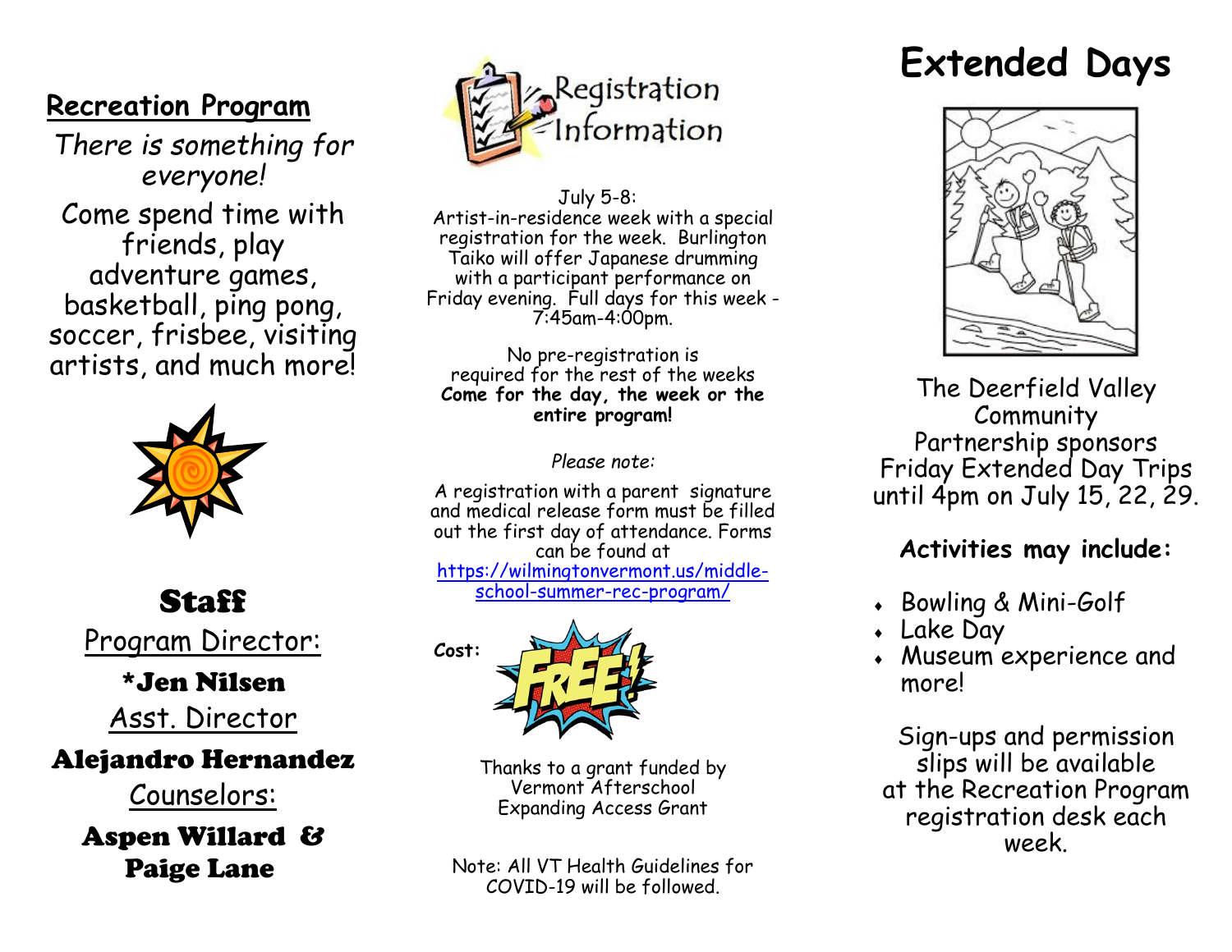## Recreation Program

*There is something for everyone!*

Come spend time with friends, play adventure games, basketball, ping pong, soccer, frisbee, visiting artists, and much more!

## Staff

Program Director:

**\*Jen Nilsen**

Asst. Director

**Alejandro Hernandez**

Counselors:

**Aspen Willard & Paige Lane**

## Registration Information

July 5-8:
Artist-in-residence week with a special registration for the week. Burlington Taiko will offer Japanese drumming with a participant performance on Friday evening. Full days for this week - 7:45am-4:00pm.

No pre-registration is required for the rest of the weeks
**Come for the day, the week or the entire program!**

*Please note:*

A registration with a parent signature and medical release form must be filled out the first day of attendance. Forms can be found at https://wilmingtonvermont.us/middle-school-summer-rec-program/

**Cost:** FREE!

Thanks to a grant funded by Vermont Afterschool Expanding Access Grant

Note: All VT Health Guidelines for COVID-19 will be followed.

# Extended Days

The Deerfield Valley Community Partnership sponsors Friday Extended Day Trips until 4pm on July 15, 22, 29.

**Activities may include:**

- Bowling & Mini-Golf
- Lake Day
- Museum experience and more!

Sign-ups and permission slips will be available at the Recreation Program registration desk each week.